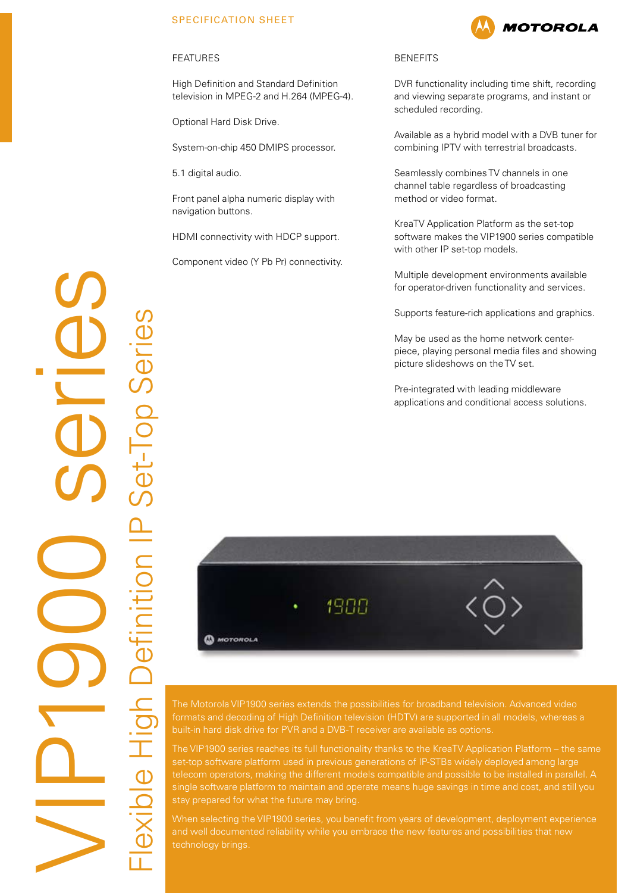SPECIFICATION SHEET

# VIP1900 series

## Flexible High Definition IP Set-Top Series

### FEATURES

High Definition and Standard Definition television in MPEG-2 and H.264 (MPEG-4).

Optional Hard Disk Drive.

System-on-chip 450 DMIPS processor.

5.1 digital audio.

Front panel alpha numeric display with navigation buttons.

HDMI connectivity with HDCP support.

Component video (Y Pb Pr) connectivity.

### BENEFITS

DVR functionality including time shift, recording and viewing separate programs, and instant or scheduled recording.

Available as a hybrid model with a DVB tuner for combining IPTV with terrestrial broadcasts.

Seamlessly combines TV channels in one channel table regardless of broadcasting method or video format.

KreaTV Application Platform as the set-top software makes the VIP1900 series compatible with other IP set-top models.

Multiple development environments available for operator-driven functionality and services.

Supports feature-rich applications and graphics.

May be used as the home network center-piece, playing personal media files and showing picture slideshows on the TV set.

Pre-integrated with leading middleware applications and conditional access solutions.

The Motorola VIP1900 series extends the possibilities for broadband television. Advanced video formats and decoding of High Definition television (HDTV) are supported in all models, whereas a built-in hard disk drive for PVR and a DVB-T receiver are available as options.

The VIP1900 series reaches its full functionality thanks to the KreaTV Application Platform – the same set-top software platform used in previous generations of IP-STBs widely deployed among large telecom operators, making the different models compatible and possible to be installed in parallel. A single software platform to maintain and operate means huge savings in time and cost, and still you stay prepared for what the future may bring.

When selecting the VIP1900 series, you benefit from years of development, deployment experience and well documented reliability while you embrace the new features and possibilities that new technology brings.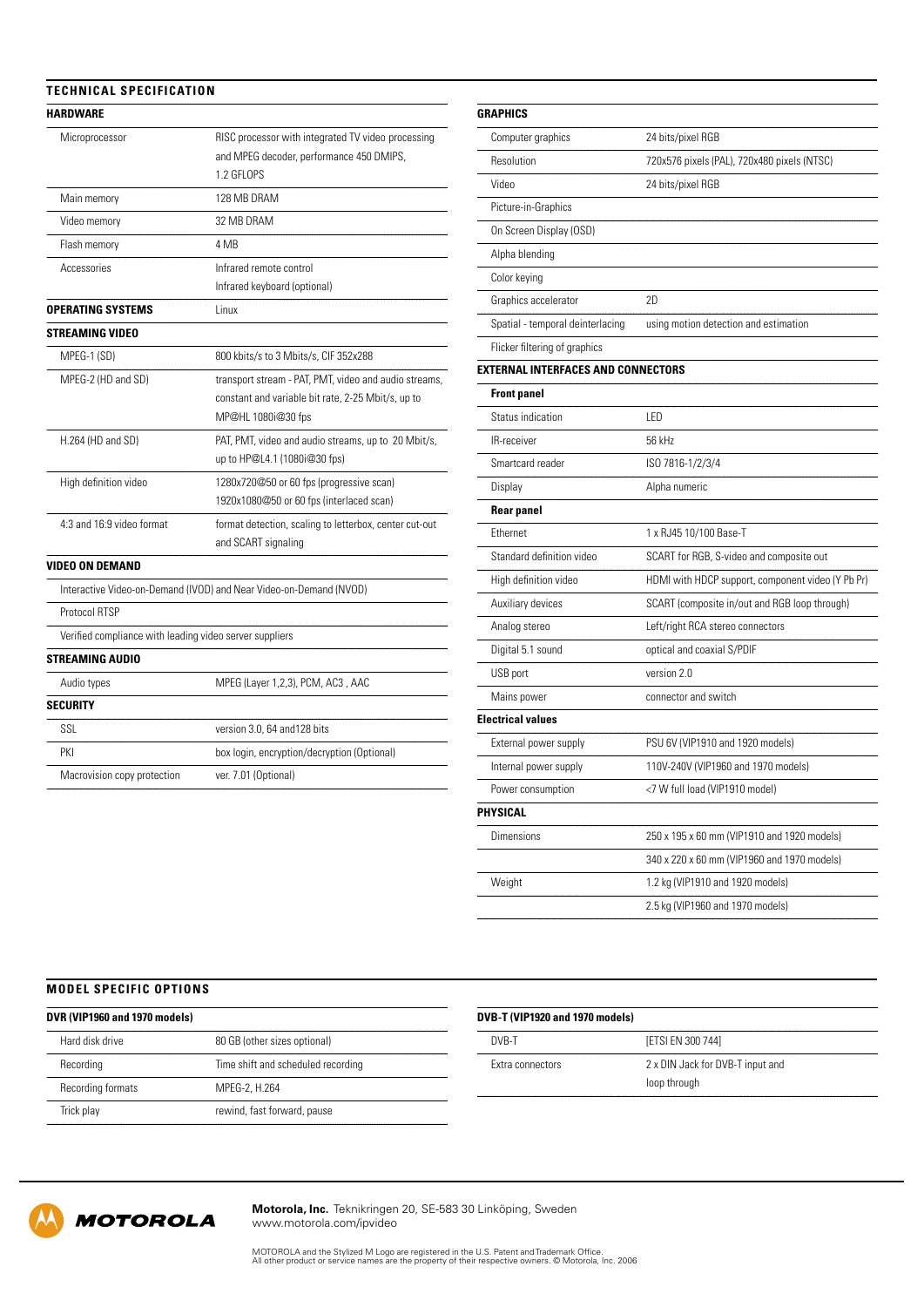## TECHNICAL SPECIFICATION

### HARDWARE

| | |
|---|---|
| Microprocessor | RISC processor with integrated TV video processing and MPEG decoder, performance 450 DMIPS, 1.2 GFLOPS |
| Main memory | 128 MB DRAM |
| Video memory | 32 MB DRAM |
| Flash memory | 4 MB |
| Accessories | Infrared remote control<br>Infrared keyboard (optional) |

**OPERATING SYSTEMS** Linux

### STREAMING VIDEO

| | |
|---|---|
| MPEG-1 (SD) | 800 kbits/s to 3 Mbits/s, CIF 352x288 |
| MPEG-2 (HD and SD) | transport stream - PAT, PMT, video and audio streams, constant and variable bit rate, 2-25 Mbit/s, up to MP@HL 1080i@30 fps |
| H.264 (HD and SD) | PAT, PMT, video and audio streams, up to 20 Mbit/s, up to HP@L4.1 (1080i@30 fps) |
| High definition video | 1280x720@50 or 60 fps (progressive scan)<br>1920x1080@50 or 60 fps (interlaced scan) |
| 4:3 and 16:9 video format | format detection, scaling to letterbox, center cut-out and SCART signaling |

### VIDEO ON DEMAND

- Interactive Video-on-Demand (IVOD) and Near Video-on-Demand (NVOD)
- Protocol RTSP
- Verified compliance with leading video server suppliers

### STREAMING AUDIO

| | |
|---|---|
| Audio types | MPEG (Layer 1,2,3), PCM, AC3 , AAC |

### SECURITY

| | |
|---|---|
| SSL | version 3.0, 64 and128 bits |
| PKI | box login, encryption/decryption (Optional) |
| Macrovision copy protection | ver. 7.01 (Optional) |

### GRAPHICS

| | |
|---|---|
| Computer graphics | 24 bits/pixel RGB |
| Resolution | 720x576 pixels (PAL), 720x480 pixels (NTSC) |
| Video | 24 bits/pixel RGB |
| Picture-in-Graphics | |
| On Screen Display (OSD) | |
| Alpha blending | |
| Color keying | |
| Graphics accelerator | 2D |
| Spatial - temporal deinterlacing | using motion detection and estimation |
| Flicker filtering of graphics | |

### EXTERNAL INTERFACES AND CONNECTORS

**Front panel**

| | |
|---|---|
| Status indication | LED |
| IR-receiver | 56 kHz |
| Smartcard reader | ISO 7816-1/2/3/4 |
| Display | Alpha numeric |

**Rear panel**

| | |
|---|---|
| Ethernet | 1 x RJ45 10/100 Base-T |
| Standard definition video | SCART for RGB, S-video and composite out |
| High definition video | HDMI with HDCP support, component video (Y Pb Pr) |
| Auxiliary devices | SCART (composite in/out and RGB loop through) |
| Analog stereo | Left/right RCA stereo connectors |
| Digital 5.1 sound | optical and coaxial S/PDIF |
| USB port | version 2.0 |
| Mains power | connector and switch |

**Electrical values**

| | |
|---|---|
| External power supply | PSU 6V (VIP1910 and 1920 models) |
| Internal power supply | 110V-240V (VIP1960 and 1970 models) |
| Power consumption | <7 W full load (VIP1910 model) |

### PHYSICAL

| | |
|---|---|
| Dimensions | 250 x 195 x 60 mm (VIP1910 and 1920 models) |
| | 340 x 220 x 60 mm (VIP1960 and 1970 models) |
| Weight | 1.2 kg (VIP1910 and 1920 models) |
| | 2.5 kg (VIP1960 and 1970 models) |

## MODEL SPECIFIC OPTIONS

**DVR (VIP1960 and 1970 models)**

| | |
|---|---|
| Hard disk drive | 80 GB (other sizes optional) |
| Recording | Time shift and scheduled recording |
| Recording formats | MPEG-2, H.264 |
| Trick play | rewind, fast forward, pause |

**DVB-T (VIP1920 and 1970 models)**

| | |
|---|---|
| DVB-T | [ETSI EN 300 744] |
| Extra connectors | 2 x DIN Jack for DVB-T input and loop through |

**Motorola, Inc.** Teknikringen 20, SE-583 30 Linköping, Sweden
www.motorola.com/ipvideo

MOTOROLA and the Stylized M Logo are registered in the U.S. Patent and Trademark Office.
All other product or service names are the property of their respective owners. © Motorola, Inc. 2006